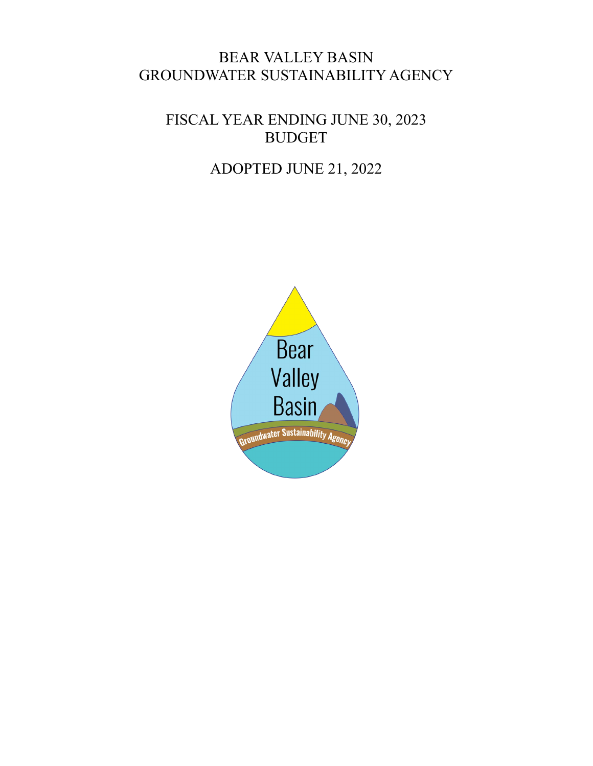# BEAR VALLEY BASIN GROUNDWATER SUSTAINABILITY AGENCY

## FISCAL YEAR ENDING JUNE 30, 2023 BUDGET

## ADOPTED JUNE 21, 2022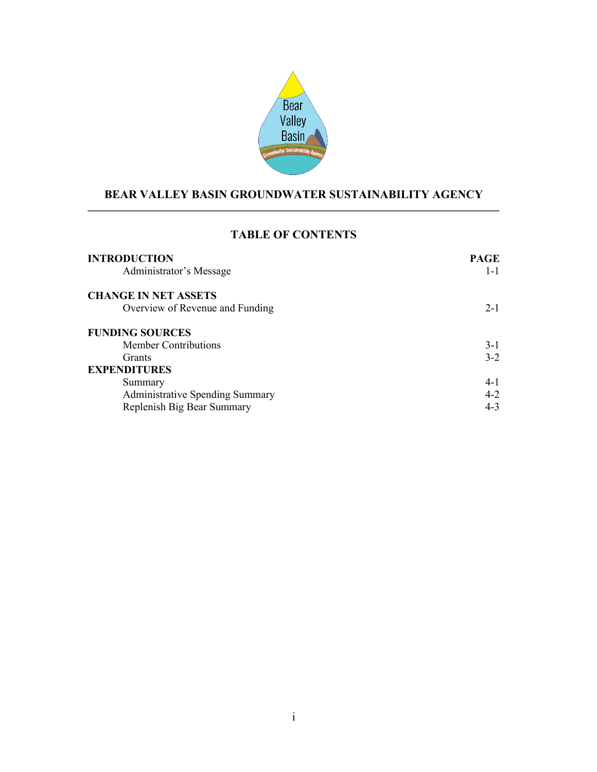# BEAR VALLEY BASIN GROUNDWATER SUSTAINABILITY AGENCY

## TABLE OF CONTENTS

| | PAGE |
|---|---|
| **INTRODUCTION** | |
| Administrator's Message | 1-1 |
| **CHANGE IN NET ASSETS** | |
| Overview of Revenue and Funding | 2-1 |
| **FUNDING SOURCES** | |
| Member Contributions | 3-1 |
| Grants | 3-2 |
| **EXPENDITURES** | |
| Summary | 4-1 |
| Administrative Spending Summary | 4-2 |
| Replenish Big Bear Summary | 4-3 |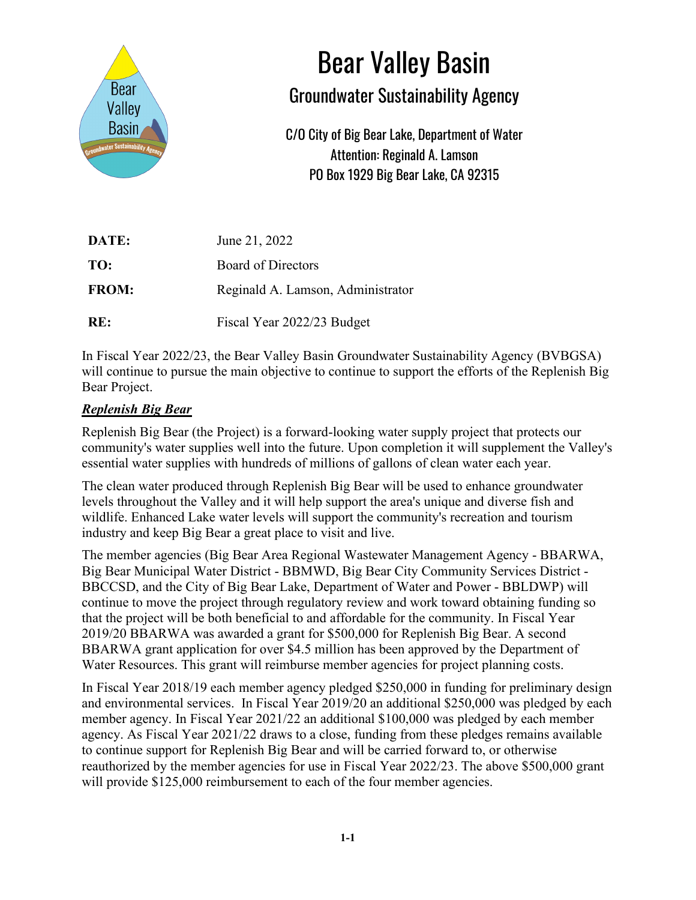# Bear Valley Basin

## Groundwater Sustainability Agency

C/O City of Big Bear Lake, Department of Water
Attention: Reginald A. Lamson
PO Box 1929 Big Bear Lake, CA 92315

| | |
|---|---|
| **DATE:** | June 21, 2022 |
| **TO:** | Board of Directors |
| **FROM:** | Reginald A. Lamson, Administrator |
| **RE:** | Fiscal Year 2022/23 Budget |

In Fiscal Year 2022/23, the Bear Valley Basin Groundwater Sustainability Agency (BVBGSA) will continue to pursue the main objective to continue to support the efforts of the Replenish Big Bear Project.

***Replenish Big Bear***

Replenish Big Bear (the Project) is a forward-looking water supply project that protects our community's water supplies well into the future. Upon completion it will supplement the Valley's essential water supplies with hundreds of millions of gallons of clean water each year.

The clean water produced through Replenish Big Bear will be used to enhance groundwater levels throughout the Valley and it will help support the area's unique and diverse fish and wildlife. Enhanced Lake water levels will support the community's recreation and tourism industry and keep Big Bear a great place to visit and live.

The member agencies (Big Bear Area Regional Wastewater Management Agency - BBARWA, Big Bear Municipal Water District - BBMWD, Big Bear City Community Services District - BBCCSD, and the City of Big Bear Lake, Department of Water and Power - BBLDWP) will continue to move the project through regulatory review and work toward obtaining funding so that the project will be both beneficial to and affordable for the community. In Fiscal Year 2019/20 BBARWA was awarded a grant for $500,000 for Replenish Big Bear. A second BBARWA grant application for over $4.5 million has been approved by the Department of Water Resources. This grant will reimburse member agencies for project planning costs.

In Fiscal Year 2018/19 each member agency pledged $250,000 in funding for preliminary design and environmental services. In Fiscal Year 2019/20 an additional $250,000 was pledged by each member agency. In Fiscal Year 2021/22 an additional $100,000 was pledged by each member agency. As Fiscal Year 2021/22 draws to a close, funding from these pledges remains available to continue support for Replenish Big Bear and will be carried forward to, or otherwise reauthorized by the member agencies for use in Fiscal Year 2022/23. The above $500,000 grant will provide $125,000 reimbursement to each of the four member agencies.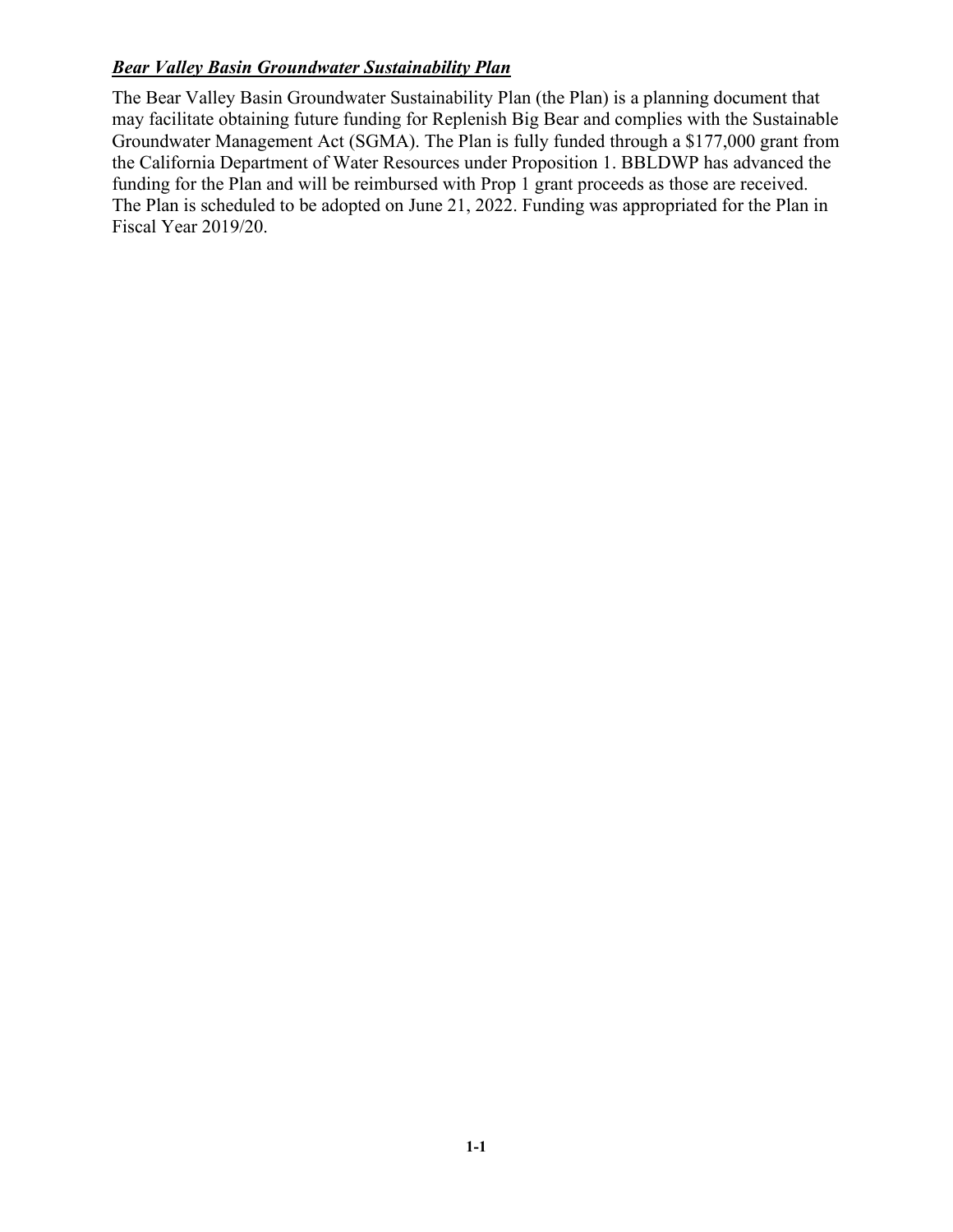***Bear Valley Basin Groundwater Sustainability Plan***

The Bear Valley Basin Groundwater Sustainability Plan (the Plan) is a planning document that may facilitate obtaining future funding for Replenish Big Bear and complies with the Sustainable Groundwater Management Act (SGMA). The Plan is fully funded through a $177,000 grant from the California Department of Water Resources under Proposition 1. BBLDWP has advanced the funding for the Plan and will be reimbursed with Prop 1 grant proceeds as those are received. The Plan is scheduled to be adopted on June 21, 2022. Funding was appropriated for the Plan in Fiscal Year 2019/20.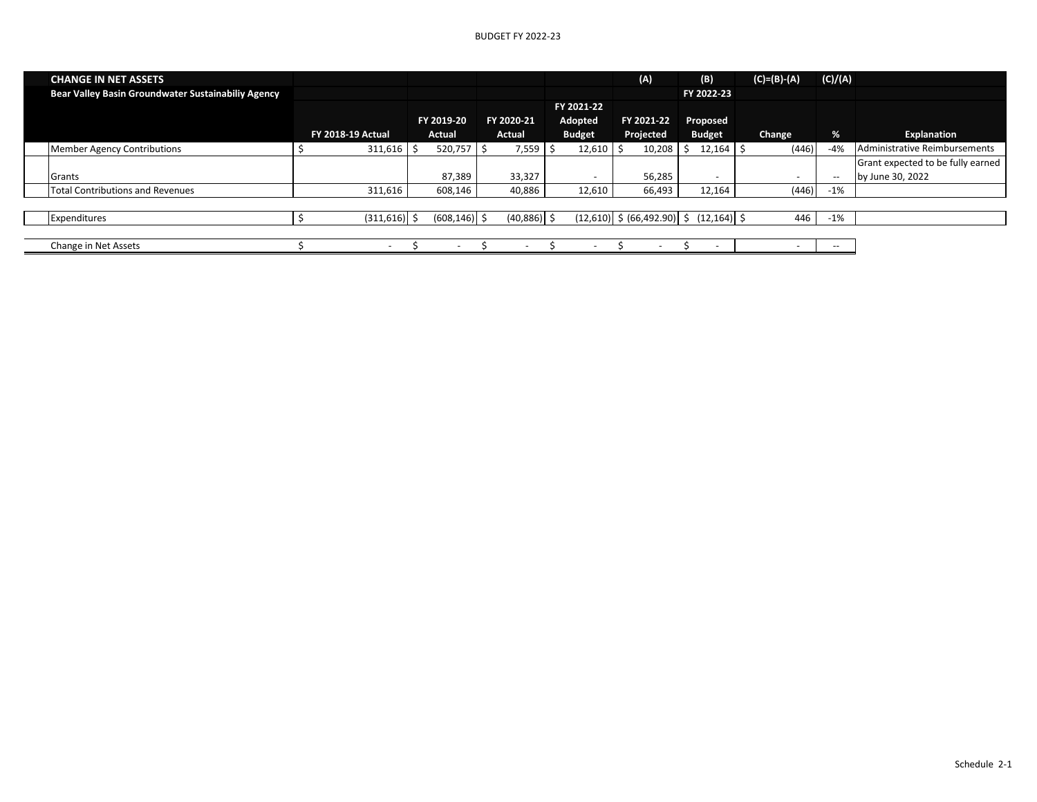| CHANGE IN NET ASSETS | | | | | (A) | (B) | (C)=(B)-(A) | (C)/(A) | |
|---|---|---|---|---|---|---|---|---|---|
| Bear Valley Basin Groundwater Sustainabiliy Agency | | | | | | FY 2022-23 | | | |
| | FY 2018-19 Actual | FY 2019-20 Actual | FY 2020-21 Actual | FY 2021-22 Adopted Budget | FY 2021-22 Projected | Proposed Budget | Change | % | Explanation |
| Member Agency Contributions | $ 311,616 | $ 520,757 | $ 7,559 | $ 12,610 | $ 10,208 | $ 12,164 | $ (446) | -4% | Administrative Reimbursements |
| Grants | | 87,389 | 33,327 | - | 56,285 | - | - | -- | Grant expected to be fully earned by June 30, 2022 |
| Total Contributions and Revenues | 311,616 | 608,146 | 40,886 | 12,610 | 66,493 | 12,164 | (446) | -1% | |
| | | | | | | | | | |
| Expenditures | $ (311,616) | $ (608,146) | $ (40,886) | $ (12,610) | $ (66,492.90) | $ (12,164) | $ 446 | -1% | |
| | | | | | | | | | |
| Change in Net Assets | $ - | $ - | $ - | $ - | $ - | $ - | - | -- | |

Schedule 2-1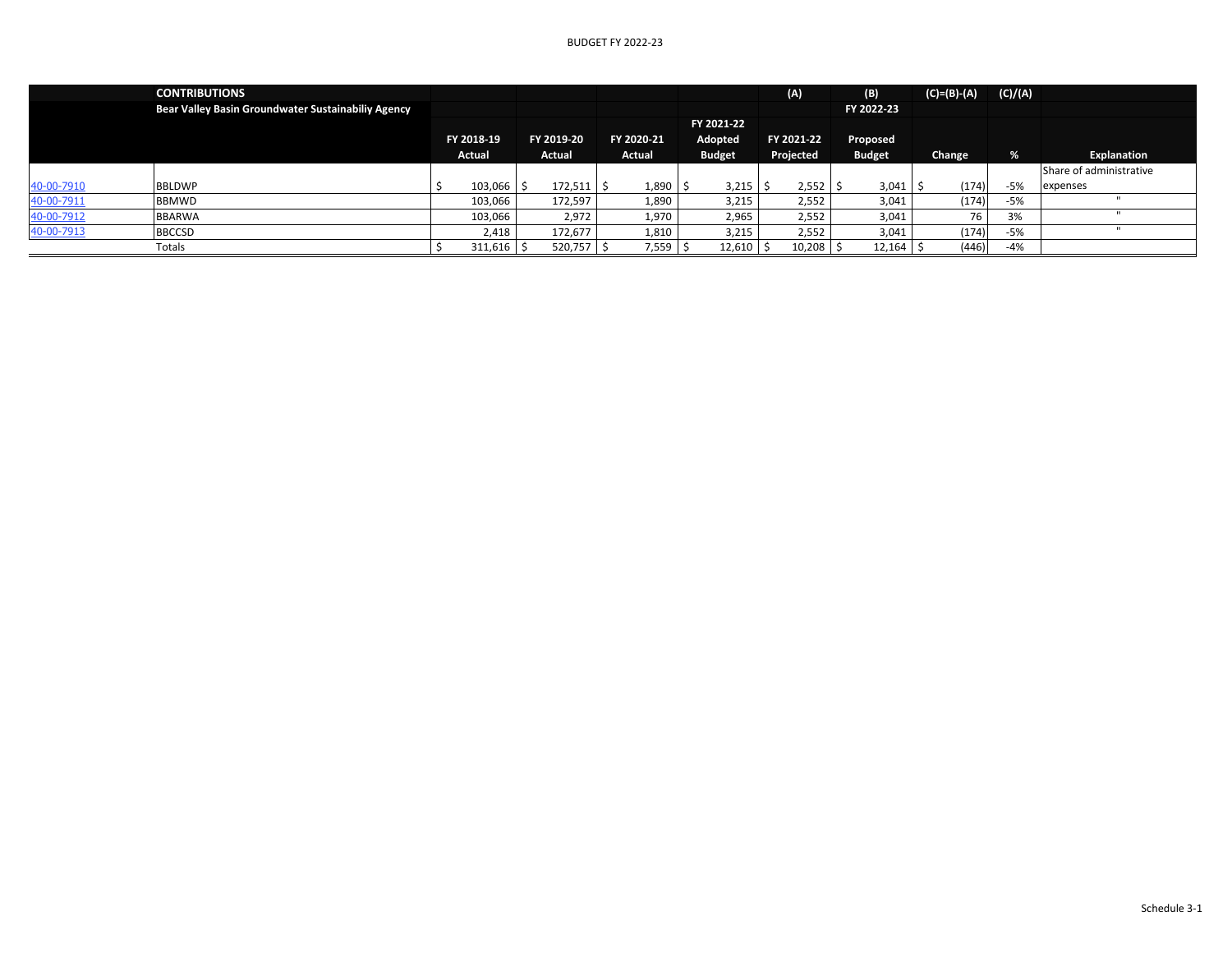BUDGET FY 2022-23

| CONTRIBUTIONS | | | | | | (A) | (B) | (C)=(B)-(A) | (C)/(A) | |
|---|---|---|---|---|---|---|---|---|---|---|
| | Bear Valley Basin Groundwater Sustainabiliy Agency | FY 2018-19 Actual | FY 2019-20 Actual | FY 2020-21 Actual | FY 2021-22 Adopted Budget | FY 2021-22 Projected | FY 2022-23 Proposed Budget | Change | % | Explanation |
| 40-00-7910 | BBLDWP | $ 103,066 | $ 172,511 | $ 1,890 | $ 3,215 | $ 2,552 | $ 3,041 | $ (174) | -5% | Share of administrative expenses |
| 40-00-7911 | BBMWD | 103,066 | 172,597 | 1,890 | 3,215 | 2,552 | 3,041 | (174) | -5% | " |
| 40-00-7912 | BBARWA | 103,066 | 2,972 | 1,970 | 2,965 | 2,552 | 3,041 | 76 | 3% | " |
| 40-00-7913 | BBCCSD | 2,418 | 172,677 | 1,810 | 3,215 | 2,552 | 3,041 | (174) | -5% | " |
| | Totals | $ 311,616 | $ 520,757 | $ 7,559 | $ 12,610 | $ 10,208 | $ 12,164 | $ (446) | -4% | |

Schedule 3-1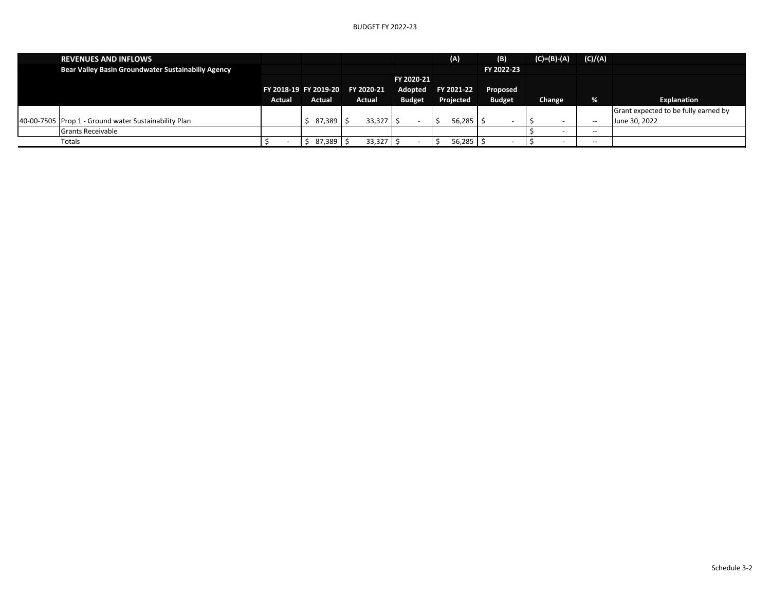| | REVENUES AND INFLOWS | | | | | (A) | (B) | (C)=(B)-(A) | (C)/(A) | |
|---|---|---|---|---|---|---|---|---|---|---|
| | **Bear Valley Basin Groundwater Sustainabiliy Agency** | | | | | | FY 2022-23 | | | |
| | | **FY 2018-19 Actual** | **FY 2019-20 Actual** | **FY 2020-21 Actual** | **FY 2020-21 Adopted Budget** | **FY 2021-22 Projected** | **Proposed Budget** | **Change** | **%** | **Explanation** |
| 40-00-7505 | Prop 1 - Ground water Sustainability Plan | | $ 87,389 | $ 33,327 | $ - | $ 56,285 | $ - | $ - | -- | Grant expected to be fully earned by June 30, 2022 |
| | Grants Receivable | | | | | | | $ - | -- | |
| | Totals | $ - | $ 87,389 | $ 33,327 | $ - | $ 56,285 | $ - | $ - | -- | |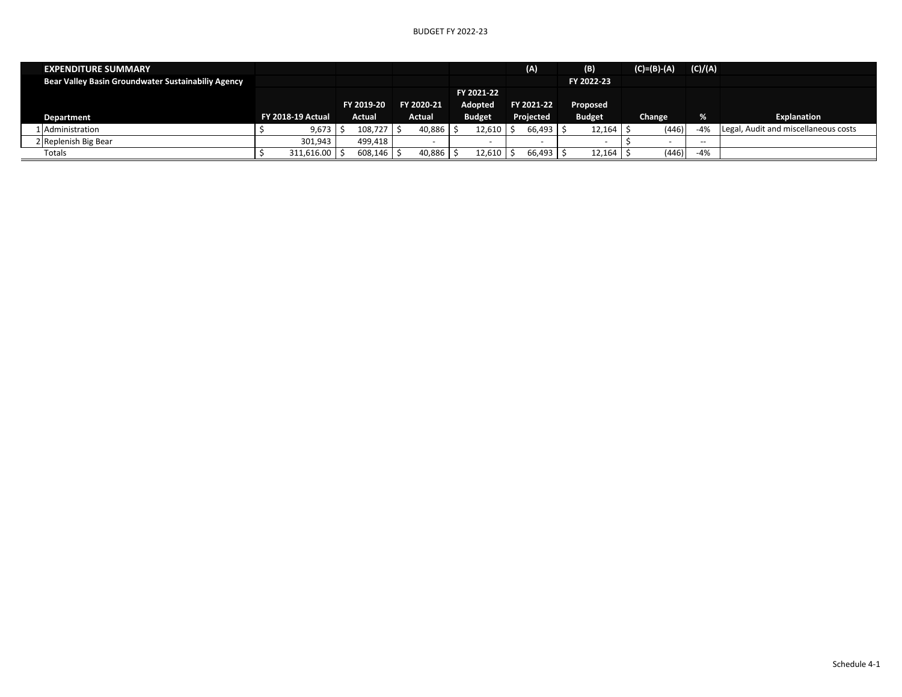BUDGET FY 2022-23

| EXPENDITURE SUMMARY | | | | | (A) | (B) | (C)=(B)-(A) | (C)/(A) | |
|---|---|---|---|---|---|---|---|---|---|
| Bear Valley Basin Groundwater Sustainabiliy Agency | | | | | | FY 2022-23 | | | |
| Department | FY 2018-19 Actual | FY 2019-20 Actual | FY 2020-21 Actual | FY 2021-22 Adopted Budget | FY 2021-22 Projected | Proposed Budget | Change | % | Explanation |
| 1 Administration | $ 9,673 | $ 108,727 | $ 40,886 | $ 12,610 | $ 66,493 | $ 12,164 | $ (446) | -4% | Legal, Audit and miscellaneous costs |
| 2 Replenish Big Bear | 301,943 | 499,418 | - | - | - | - | $ - | -- | |
| Totals | $ 311,616.00 | $ 608,146 | $ 40,886 | $ 12,610 | $ 66,493 | $ 12,164 | $ (446) | -4% | |

Schedule 4-1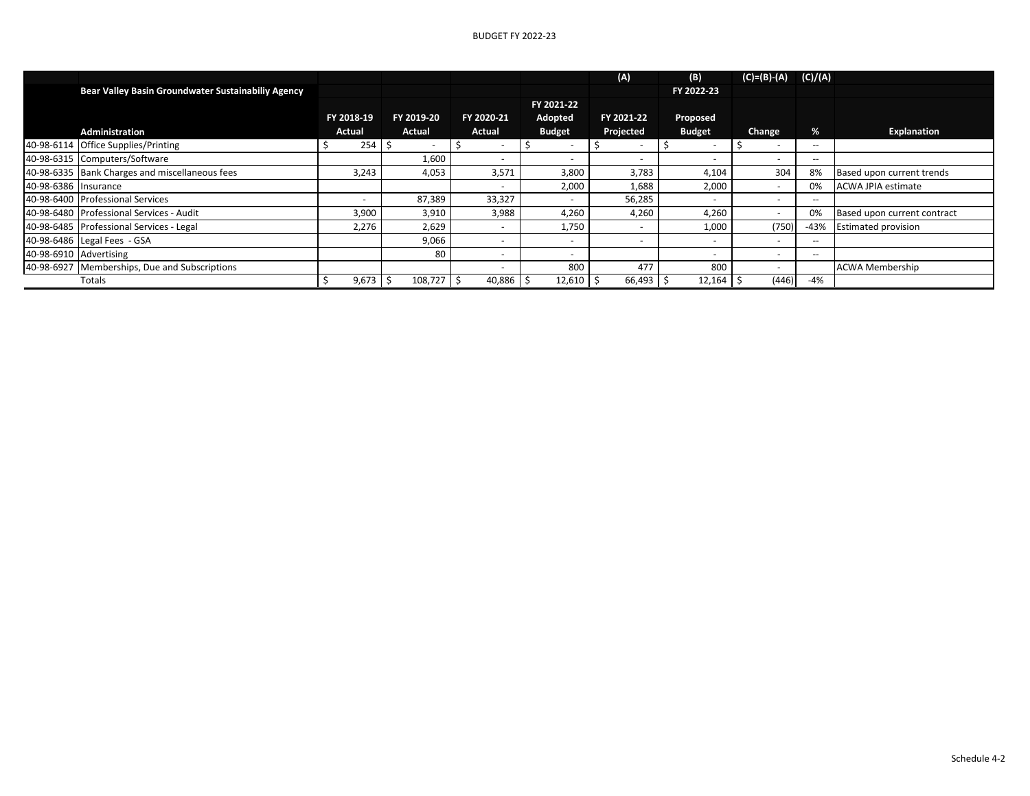BUDGET FY 2022-23

| | | | | | | (A) | (B) | (C)=(B)-(A) | (C)/(A) | |
|---|---|---|---|---|---|---|---|---|---|---|
| | **Bear Valley Basin Groundwater Sustainabiliy Agency** | | | | | | **FY 2022-23** | | | |
| | **Administration** | **FY 2018-19 Actual** | **FY 2019-20 Actual** | **FY 2020-21 Actual** | **FY 2021-22 Adopted Budget** | **FY 2021-22 Projected** | **Proposed Budget** | **Change** | **%** | **Explanation** |
| 40-98-6114 | Office Supplies/Printing | $ 254 | $ - | $ - | $ - | $ - | $ - | $ - | -- | |
| 40-98-6315 | Computers/Software | | 1,600 | - | - | - | - | - | -- | |
| 40-98-6335 | Bank Charges and miscellaneous fees | 3,243 | 4,053 | 3,571 | 3,800 | 3,783 | 4,104 | 304 | 8% | Based upon current trends |
| 40-98-6386 | Insurance | | | - | 2,000 | 1,688 | 2,000 | - | 0% | ACWA JPIA estimate |
| 40-98-6400 | Professional Services | - | 87,389 | 33,327 | - | 56,285 | - | - | -- | |
| 40-98-6480 | Professional Services - Audit | 3,900 | 3,910 | 3,988 | 4,260 | 4,260 | 4,260 | - | 0% | Based upon current contract |
| 40-98-6485 | Professional Services - Legal | 2,276 | 2,629 | - | 1,750 | - | 1,000 | (750) | -43% | Estimated provision |
| 40-98-6486 | Legal Fees - GSA | | 9,066 | - | - | - | - | - | -- | |
| 40-98-6910 | Advertising | | 80 | - | - | | - | - | -- | |
| 40-98-6927 | Memberships, Due and Subscriptions | | | - | 800 | 477 | 800 | - | | ACWA Membership |
| | Totals | $ 9,673 | $ 108,727 | $ 40,886 | $ 12,610 | $ 66,493 | $ 12,164 | $ (446) | -4% | |

Schedule 4-2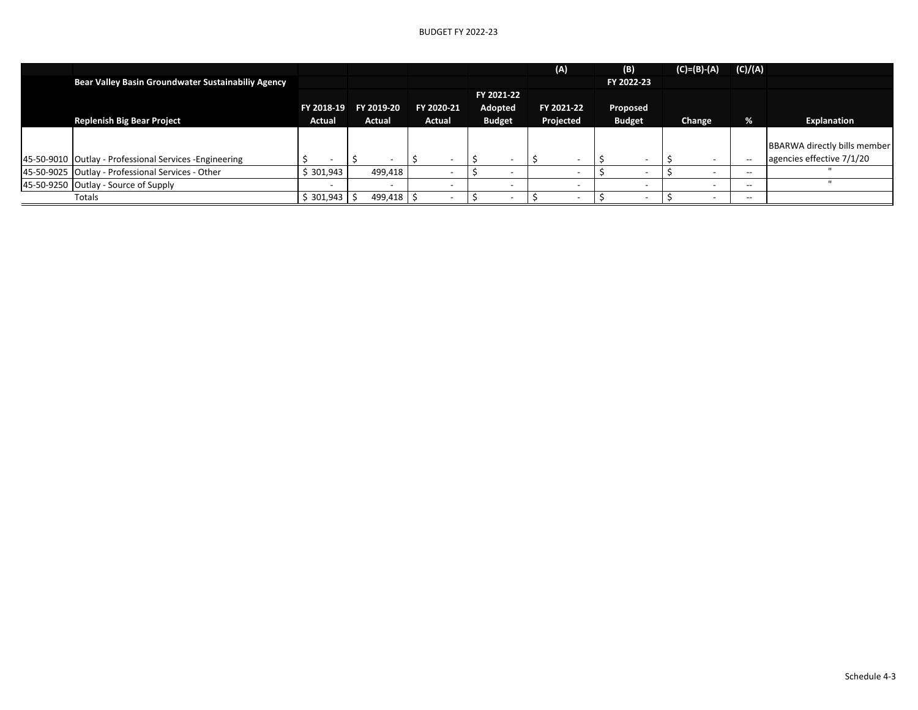BUDGET FY 2022-23

| | | | | | | (A) | (B) | (C)=(B)-(A) | (C)/(A) | |
|---|---|---|---|---|---|---|---|---|---|---|
| | **Bear Valley Basin Groundwater Sustainabiliy Agency** | | | | | | **FY 2022-23** | | | |
| | **Replenish Big Bear Project** | **FY 2018-19 Actual** | **FY 2019-20 Actual** | **FY 2020-21 Actual** | **FY 2021-22 Adopted Budget** | **FY 2021-22 Projected** | **Proposed Budget** | **Change** | **%** | **Explanation** |
| 45-50-9010 | Outlay - Professional Services -Engineering | $ - | $ - | $ - | $ - | $ - | $ - | $ - | -- | BBARWA directly bills member agencies effective 7/1/20 |
| 45-50-9025 | Outlay - Professional Services - Other | $ 301,943 | 499,418 | - | $ - | - | $ - | $ - | -- | " |
| 45-50-9250 | Outlay - Source of Supply | - | - | - | - | - | - | - | -- | " |
| | Totals | $ 301,943 | $ 499,418 | $ - | $ - | $ - | $ - | $ - | -- | |

Schedule 4-3